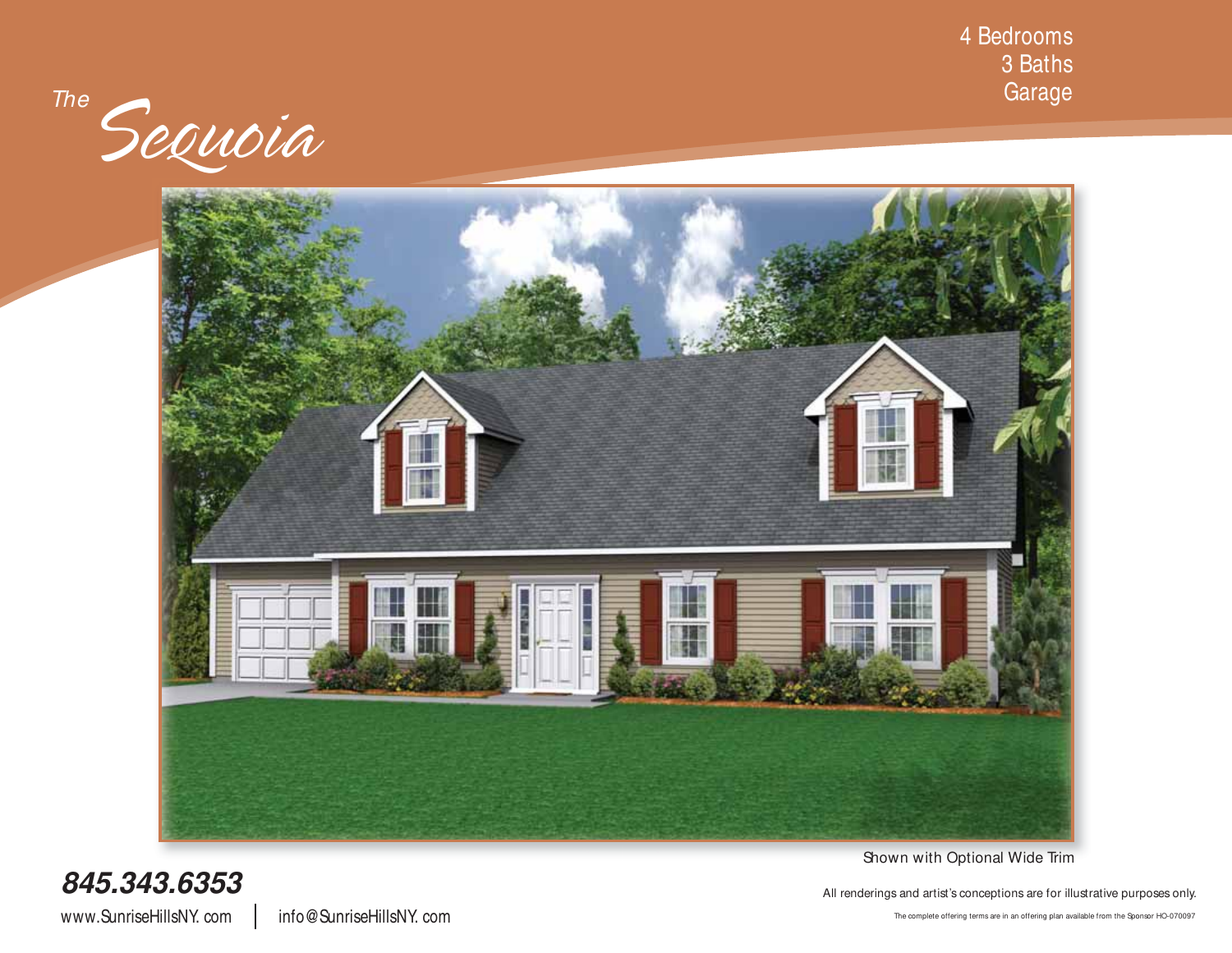# The Sequoia

4 Bedrooms
3 Baths
Garage

Shown with Optional Wide Trim

**845.343.6353**

www.SunriseHillsNY.com | info@SunriseHillsNY.com

All renderings and artist's conceptions are for illustrative purposes only.

The complete offering terms are in an offering plan available from the Sponsor HO-070097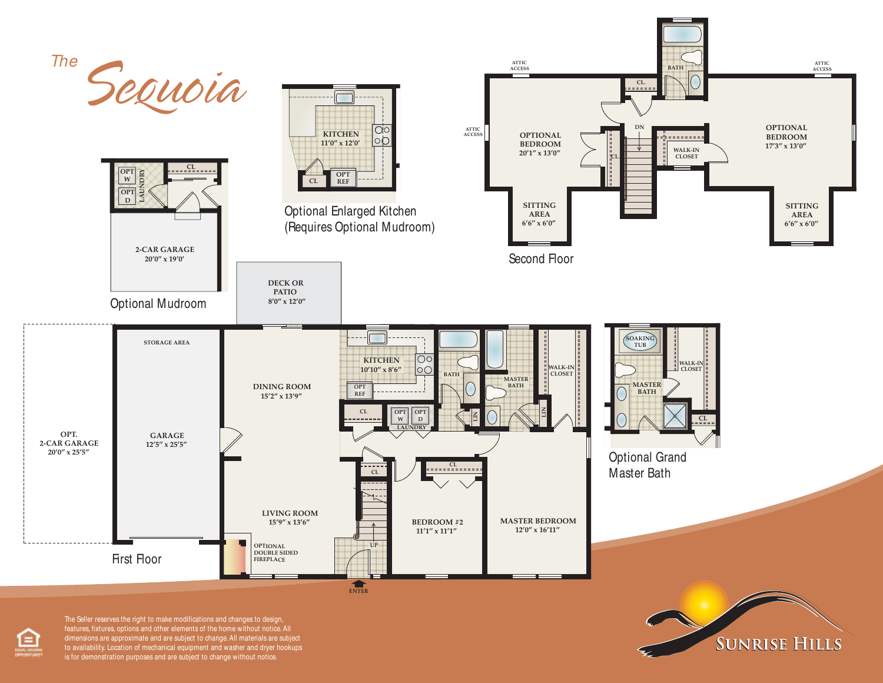# The Sequoia

## Optional Mudroom

OPT W
OPT D
LAUNDRY
CL
2-CAR GARAGE
20'0" x 19'0'

## Optional Enlarged Kitchen (Requires Optional Mudroom)

KITCHEN
11'0" x 12'0'
CL
OPT REF

## Second Floor

ATTIC ACCESS
ATTIC ACCESS
ATTIC ACCESS
BATH
CL.
OPTIONAL BEDROOM
20'1" x 13'0"
DN
CL.
WALK-IN CLOSET
OPTIONAL BEDROOM
17'3" x 13'0"
SITTING AREA
6'6" x 6'0"
SITTING AREA
6'6" x 6'0"

## First Floor

DECK OR PATIO
8'0" x 12'0"
OPT. 2-CAR GARAGE
20'0" x 25'5"
STORAGE AREA
GARAGE
12'5" x 25'5"
DINING ROOM
15'2" x 13'9"
KITCHEN
10'10" x 8'6"
OPT REF
CL
OPT W
OPT D
LAUNDRY
BATH
LIN
MASTER BATH
LIN
WALK-IN CLOSET
CL
CL
LIVING ROOM
15'9" x 13'6"
OPTIONAL DOUBLE SIDED FIREPLACE
UP
ENTER
BEDROOM #2
11'1" x 11'1"
MASTER BEDROOM
12'0" x 16'11"

## Optional Grand Master Bath

SOAKING TUB
WALK-IN CLOSET
MASTER BATH
CL

The Seller reserves the right to make modifications and changes to design, features, fixtures, options and other elements of the home without notice. All dimensions are approximate and are subject to change. All materials are subject to availability. Location of mechanical equipment and washer and dryer hookups is for demonstration purposes and are subject to change without notice.

SUNRISE HILLS